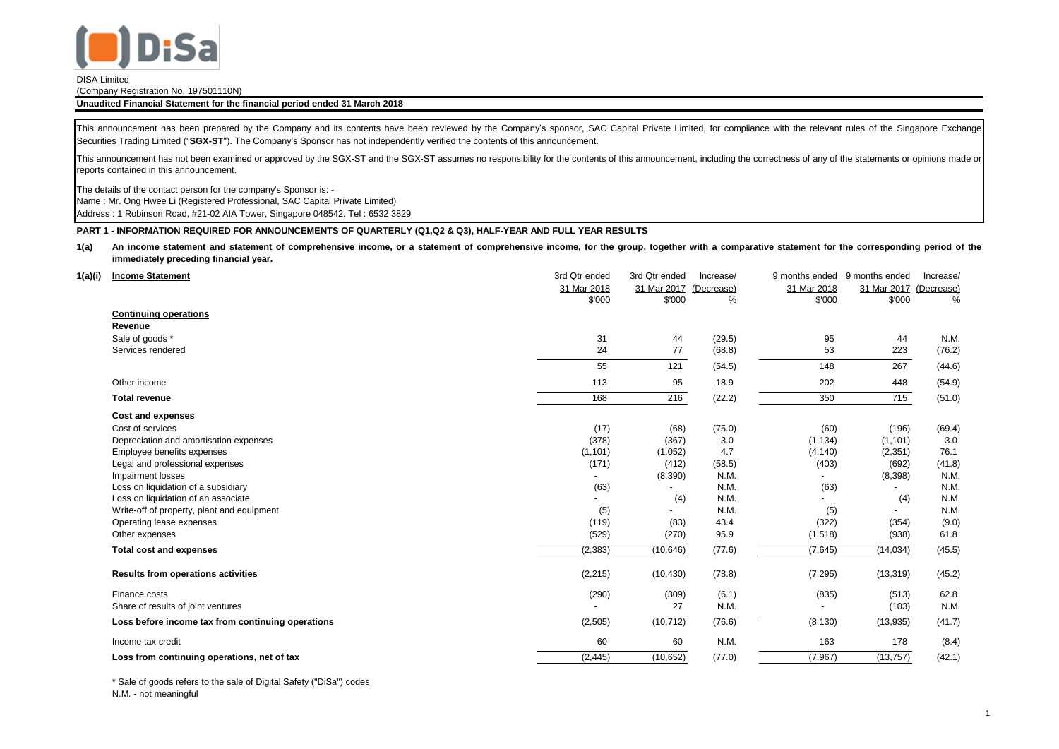DISA Limited

(Company Registration No. 197501110N)

**Unaudited Financial Statement for the financial period ended 31 March 2018**

This announcement has been prepared by the Company and its contents have been reviewed by the Company's sponsor, SAC Capital Private Limited, for compliance with the relevant rules of the Singapore Exchange Securities Trading Limited ("**SGX-ST**"). The Company's Sponsor has not independently verified the contents of this announcement.

This announcement has not been examined or approved by the SGX-ST and the SGX-ST assumes no responsibility for the contents of this announcement, including the correctness of any of the statements or opinions made or reports contained in this announcement.

The details of the contact person for the company's Sponsor is: -
Name : Mr. Ong Hwee Li (Registered Professional, SAC Capital Private Limited)
Address : 1 Robinson Road, #21-02 AIA Tower, Singapore 048542. Tel : 6532 3829

**PART 1 - INFORMATION REQUIRED FOR ANNOUNCEMENTS OF QUARTERLY (Q1,Q2 & Q3), HALF-YEAR AND FULL YEAR RESULTS**

**1(a) An income statement and statement of comprehensive income, or a statement of comprehensive income, for the group, together with a comparative statement for the corresponding period of the immediately preceding financial year.**

**1(a)(i) Income Statement**

| | 3rd Qtr ended 31 Mar 2018 $'000 | 3rd Qtr ended 31 Mar 2017 $'000 | Increase/ (Decrease) % | 9 months ended 31 Mar 2018 $'000 | 9 months ended 31 Mar 2017 $'000 | Increase/ (Decrease) % |
|---|---|---|---|---|---|---|
| **Continuing operations** | | | | | | |
| **Revenue** | | | | | | |
| Sale of goods * | 31 | 44 | (29.5) | 95 | 44 | N.M. |
| Services rendered | 24 | 77 | (68.8) | 53 | 223 | (76.2) |
| | 55 | 121 | (54.5) | 148 | 267 | (44.6) |
| Other income | 113 | 95 | 18.9 | 202 | 448 | (54.9) |
| **Total revenue** | 168 | 216 | (22.2) | 350 | 715 | (51.0) |
| **Cost and expenses** | | | | | | |
| Cost of services | (17) | (68) | (75.0) | (60) | (196) | (69.4) |
| Depreciation and amortisation expenses | (378) | (367) | 3.0 | (1,134) | (1,101) | 3.0 |
| Employee benefits expenses | (1,101) | (1,052) | 4.7 | (4,140) | (2,351) | 76.1 |
| Legal and professional expenses | (171) | (412) | (58.5) | (403) | (692) | (41.8) |
| Impairment losses | - | (8,390) | N.M. | - | (8,398) | N.M. |
| Loss on liquidation of a subsidiary | (63) | - | N.M. | (63) | - | N.M. |
| Loss on liquidation of an associate | - | (4) | N.M. | - | (4) | N.M. |
| Write-off of property, plant and equipment | (5) | - | N.M. | (5) | - | N.M. |
| Operating lease expenses | (119) | (83) | 43.4 | (322) | (354) | (9.0) |
| Other expenses | (529) | (270) | 95.9 | (1,518) | (938) | 61.8 |
| **Total cost and expenses** | (2,383) | (10,646) | (77.6) | (7,645) | (14,034) | (45.5) |
| **Results from operations activities** | (2,215) | (10,430) | (78.8) | (7,295) | (13,319) | (45.2) |
| Finance costs | (290) | (309) | (6.1) | (835) | (513) | 62.8 |
| Share of results of joint ventures | - | 27 | N.M. | - | (103) | N.M. |
| **Loss before income tax from continuing operations** | (2,505) | (10,712) | (76.6) | (8,130) | (13,935) | (41.7) |
| Income tax credit | 60 | 60 | N.M. | 163 | 178 | (8.4) |
| **Loss from continuing operations, net of tax** | (2,445) | (10,652) | (77.0) | (7,967) | (13,757) | (42.1) |

* Sale of goods refers to the sale of Digital Safety ("DiSa") codes

N.M. - not meaningful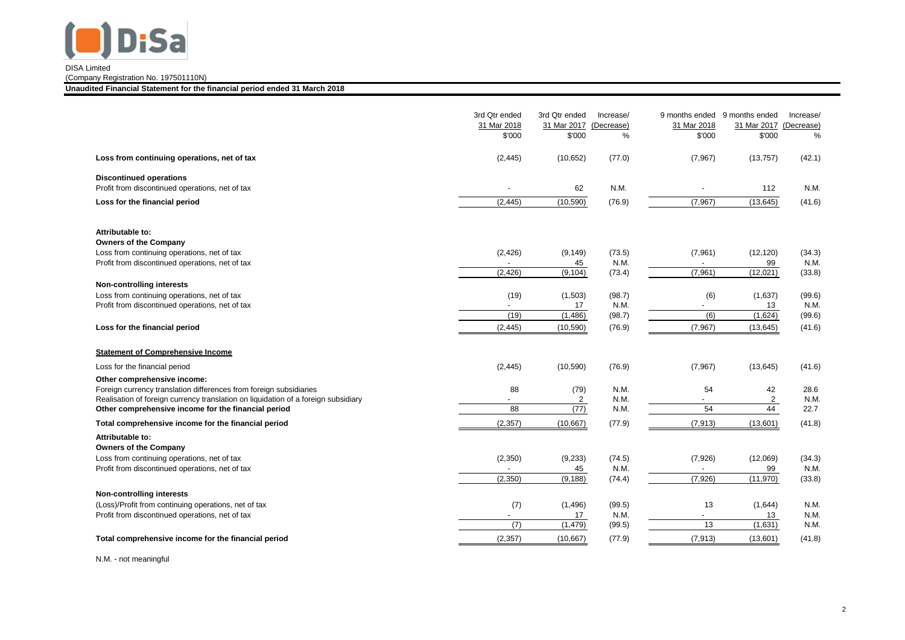DISA Limited
(Company Registration No. 197501110N)

**Unaudited Financial Statement for the financial period ended 31 March 2018**

| | 3rd Qtr ended 31 Mar 2018 $'000 | 3rd Qtr ended 31 Mar 2017 $'000 | Increase/ (Decrease) % | 9 months ended 31 Mar 2018 $'000 | 9 months ended 31 Mar 2017 $'000 | Increase/ (Decrease) % |
|---|---|---|---|---|---|---|
| **Loss from continuing operations, net of tax** | (2,445) | (10,652) | (77.0) | (7,967) | (13,757) | (42.1) |
| **Discontinued operations** | | | | | | |
| Profit from discontinued operations, net of tax | - | 62 | N.M. | - | 112 | N.M. |
| **Loss for the financial period** | (2,445) | (10,590) | (76.9) | (7,967) | (13,645) | (41.6) |
| **Attributable to:** | | | | | | |
| **Owners of the Company** | | | | | | |
| Loss from continuing operations, net of tax | (2,426) | (9,149) | (73.5) | (7,961) | (12,120) | (34.3) |
| Profit from discontinued operations, net of tax | - | 45 | N.M. | - | 99 | N.M. |
| | (2,426) | (9,104) | (73.4) | (7,961) | (12,021) | (33.8) |
| **Non-controlling interests** | | | | | | |
| Loss from continuing operations, net of tax | (19) | (1,503) | (98.7) | (6) | (1,637) | (99.6) |
| Profit from discontinued operations, net of tax | - | 17 | N.M. | - | 13 | N.M. |
| | (19) | (1,486) | (98.7) | (6) | (1,624) | (99.6) |
| **Loss for the financial period** | (2,445) | (10,590) | (76.9) | (7,967) | (13,645) | (41.6) |

**Statement of Comprehensive Income**

| | 3rd Qtr ended 31 Mar 2018 $'000 | 3rd Qtr ended 31 Mar 2017 $'000 | Increase/ (Decrease) % | 9 months ended 31 Mar 2018 $'000 | 9 months ended 31 Mar 2017 $'000 | Increase/ (Decrease) % |
|---|---|---|---|---|---|---|
| Loss for the financial period | (2,445) | (10,590) | (76.9) | (7,967) | (13,645) | (41.6) |
| **Other comprehensive income:** | | | | | | |
| Foreign currency translation differences from foreign subsidiaries | 88 | (79) | N.M. | 54 | 42 | 28.6 |
| Realisation of foreign currency translation on liquidation of a foreign subsidiary | - | 2 | N.M. | - | 2 | N.M. |
| **Other comprehensive income for the financial period** | 88 | (77) | N.M. | 54 | 44 | 22.7 |
| **Total comprehensive income for the financial period** | (2,357) | (10,667) | (77.9) | (7,913) | (13,601) | (41.8) |
| **Attributable to:** | | | | | | |
| **Owners of the Company** | | | | | | |
| Loss from continuing operations, net of tax | (2,350) | (9,233) | (74.5) | (7,926) | (12,069) | (34.3) |
| Profit from discontinued operations, net of tax | - | 45 | N.M. | - | 99 | N.M. |
| | (2,350) | (9,188) | (74.4) | (7,926) | (11,970) | (33.8) |
| **Non-controlling interests** | | | | | | |
| (Loss)/Profit from continuing operations, net of tax | (7) | (1,496) | (99.5) | 13 | (1,644) | N.M. |
| Profit from discontinued operations, net of tax | - | 17 | N.M. | - | 13 | N.M. |
| | (7) | (1,479) | (99.5) | 13 | (1,631) | N.M. |
| **Total comprehensive income for the financial period** | (2,357) | (10,667) | (77.9) | (7,913) | (13,601) | (41.8) |

N.M. - not meaningful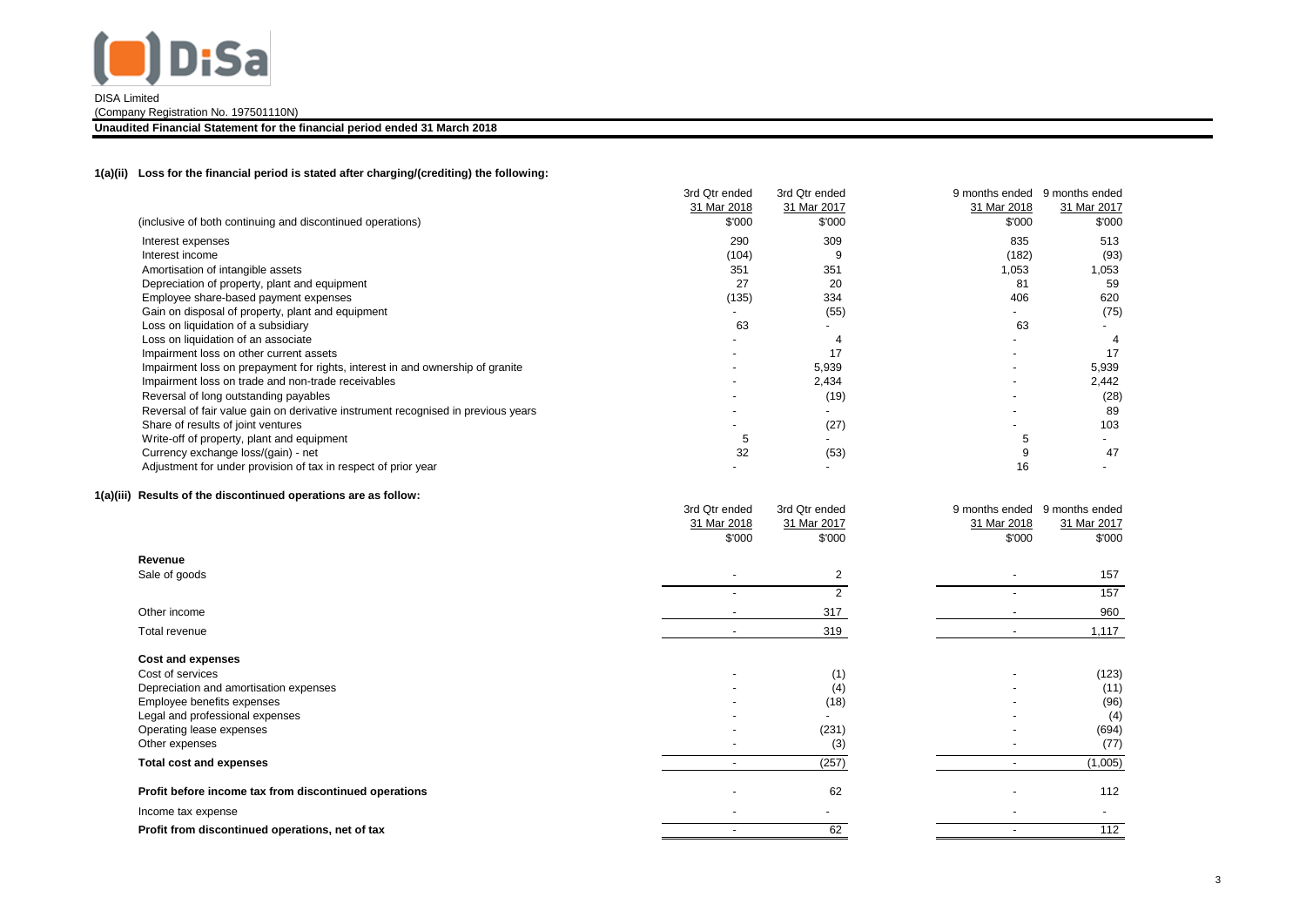DISA Limited
(Company Registration No. 197501110N)

**Unaudited Financial Statement for the financial period ended 31 March 2018**

**1(a)(ii) Loss for the financial period is stated after charging/(crediting) the following:**

| (inclusive of both continuing and discontinued operations) | 3rd Qtr ended 31 Mar 2018 $'000 | 3rd Qtr ended 31 Mar 2017 $'000 | 9 months ended 31 Mar 2018 $'000 | 9 months ended 31 Mar 2017 $'000 |
|---|---|---|---|---|
| Interest expenses | 290 | 309 | 835 | 513 |
| Interest income | (104) | 9 | (182) | (93) |
| Amortisation of intangible assets | 351 | 351 | 1,053 | 1,053 |
| Depreciation of property, plant and equipment | 27 | 20 | 81 | 59 |
| Employee share-based payment expenses | (135) | 334 | 406 | 620 |
| Gain on disposal of property, plant and equipment | - | (55) | - | (75) |
| Loss on liquidation of a subsidiary | 63 | - | 63 | - |
| Loss on liquidation of an associate | - | 4 | - | 4 |
| Impairment loss on other current assets | - | 17 | - | 17 |
| Impairment loss on prepayment for rights, interest in and ownership of granite | - | 5,939 | - | 5,939 |
| Impairment loss on trade and non-trade receivables | - | 2,434 | - | 2,442 |
| Reversal of long outstanding payables | - | (19) | - | (28) |
| Reversal of fair value gain on derivative instrument recognised in previous years | - | - | - | 89 |
| Share of results of joint ventures | - | (27) | - | 103 |
| Write-off of property, plant and equipment | 5 | - | 5 | - |
| Currency exchange loss/(gain) - net | 32 | (53) | 9 | 47 |
| Adjustment for under provision of tax in respect of prior year | - | - | 16 | - |

**1(a)(iii) Results of the discontinued operations are as follow:**

| | 3rd Qtr ended 31 Mar 2018 $'000 | 3rd Qtr ended 31 Mar 2017 $'000 | 9 months ended 31 Mar 2018 $'000 | 9 months ended 31 Mar 2017 $'000 |
|---|---|---|---|---|
| **Revenue** | | | | |
| Sale of goods | - | 2 | - | 157 |
| | - | 2 | - | 157 |
| Other income | - | 317 | - | 960 |
| Total revenue | - | 319 | - | 1,117 |
| **Cost and expenses** | | | | |
| Cost of services | - | (1) | - | (123) |
| Depreciation and amortisation expenses | - | (4) | - | (11) |
| Employee benefits expenses | - | (18) | - | (96) |
| Legal and professional expenses | - | - | - | (4) |
| Operating lease expenses | - | (231) | - | (694) |
| Other expenses | - | (3) | - | (77) |
| **Total cost and expenses** | - | (257) | - | (1,005) |
| **Profit before income tax from discontinued operations** | - | 62 | - | 112 |
| Income tax expense | - | - | - | - |
| **Profit from discontinued operations, net of tax** | - | 62 | - | 112 |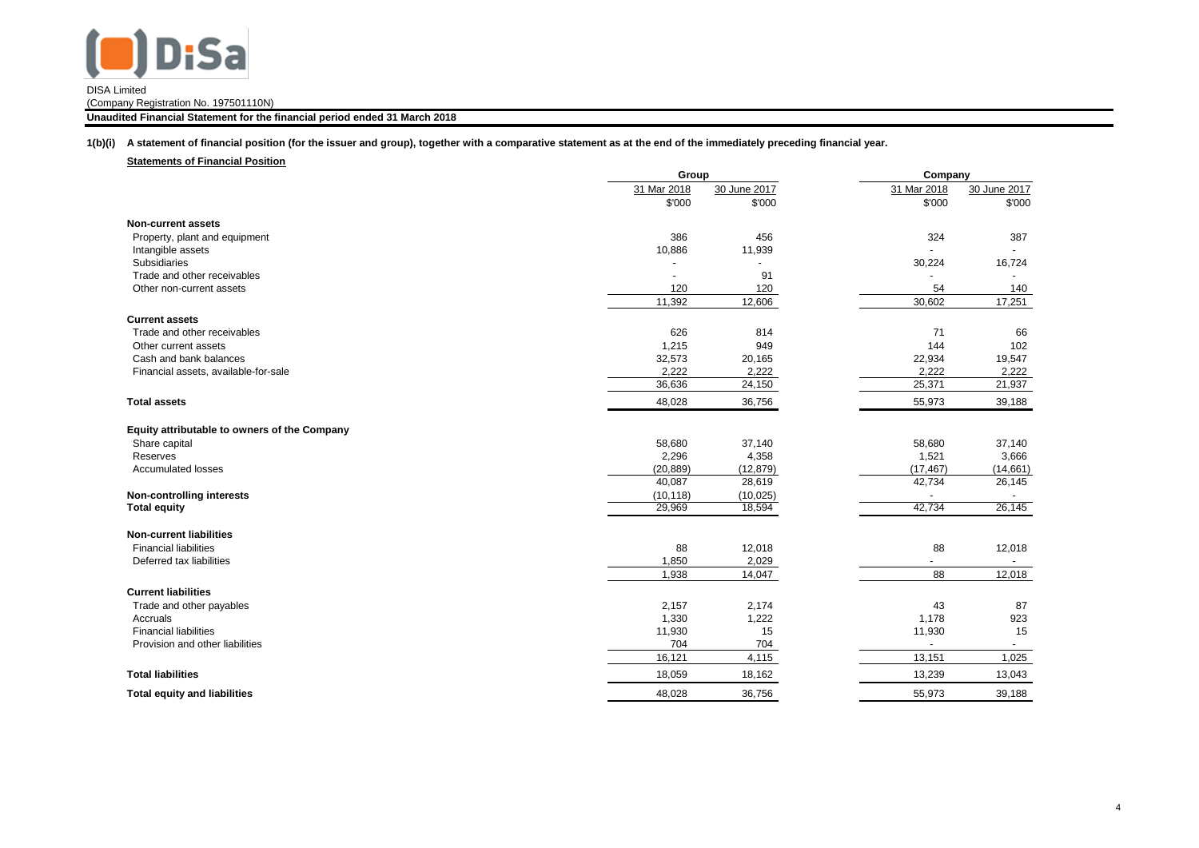DISA Limited

(Company Registration No. 197501110N)

**Unaudited Financial Statement for the financial period ended 31 March 2018**

**1(b)(i) A statement of financial position (for the issuer and group), together with a comparative statement as at the end of the immediately preceding financial year.**

**Statements of Financial Position**

| | Group | | Company | |
|---|---|---|---|---|
| | 31 Mar 2018 | 30 June 2017 | 31 Mar 2018 | 30 June 2017 |
| | $'000 | $'000 | $'000 | $'000 |
| **Non-current assets** | | | | |
| Property, plant and equipment | 386 | 456 | 324 | 387 |
| Intangible assets | 10,886 | 11,939 | - | - |
| Subsidiaries | - | - | 30,224 | 16,724 |
| Trade and other receivables | - | 91 | - | - |
| Other non-current assets | 120 | 120 | 54 | 140 |
| | 11,392 | 12,606 | 30,602 | 17,251 |
| **Current assets** | | | | |
| Trade and other receivables | 626 | 814 | 71 | 66 |
| Other current assets | 1,215 | 949 | 144 | 102 |
| Cash and bank balances | 32,573 | 20,165 | 22,934 | 19,547 |
| Financial assets, available-for-sale | 2,222 | 2,222 | 2,222 | 2,222 |
| | 36,636 | 24,150 | 25,371 | 21,937 |
| **Total assets** | 48,028 | 36,756 | 55,973 | 39,188 |
| **Equity attributable to owners of the Company** | | | | |
| Share capital | 58,680 | 37,140 | 58,680 | 37,140 |
| Reserves | 2,296 | 4,358 | 1,521 | 3,666 |
| Accumulated losses | (20,889) | (12,879) | (17,467) | (14,661) |
| | 40,087 | 28,619 | 42,734 | 26,145 |
| **Non-controlling interests** | (10,118) | (10,025) | - | - |
| **Total equity** | 29,969 | 18,594 | 42,734 | 26,145 |
| **Non-current liabilities** | | | | |
| Financial liabilities | 88 | 12,018 | 88 | 12,018 |
| Deferred tax liabilities | 1,850 | 2,029 | - | - |
| | 1,938 | 14,047 | 88 | 12,018 |
| **Current liabilities** | | | | |
| Trade and other payables | 2,157 | 2,174 | 43 | 87 |
| Accruals | 1,330 | 1,222 | 1,178 | 923 |
| Financial liabilities | 11,930 | 15 | 11,930 | 15 |
| Provision and other liabilities | 704 | 704 | - | - |
| | 16,121 | 4,115 | 13,151 | 1,025 |
| **Total liabilities** | 18,059 | 18,162 | 13,239 | 13,043 |
| **Total equity and liabilities** | 48,028 | 36,756 | 55,973 | 39,188 |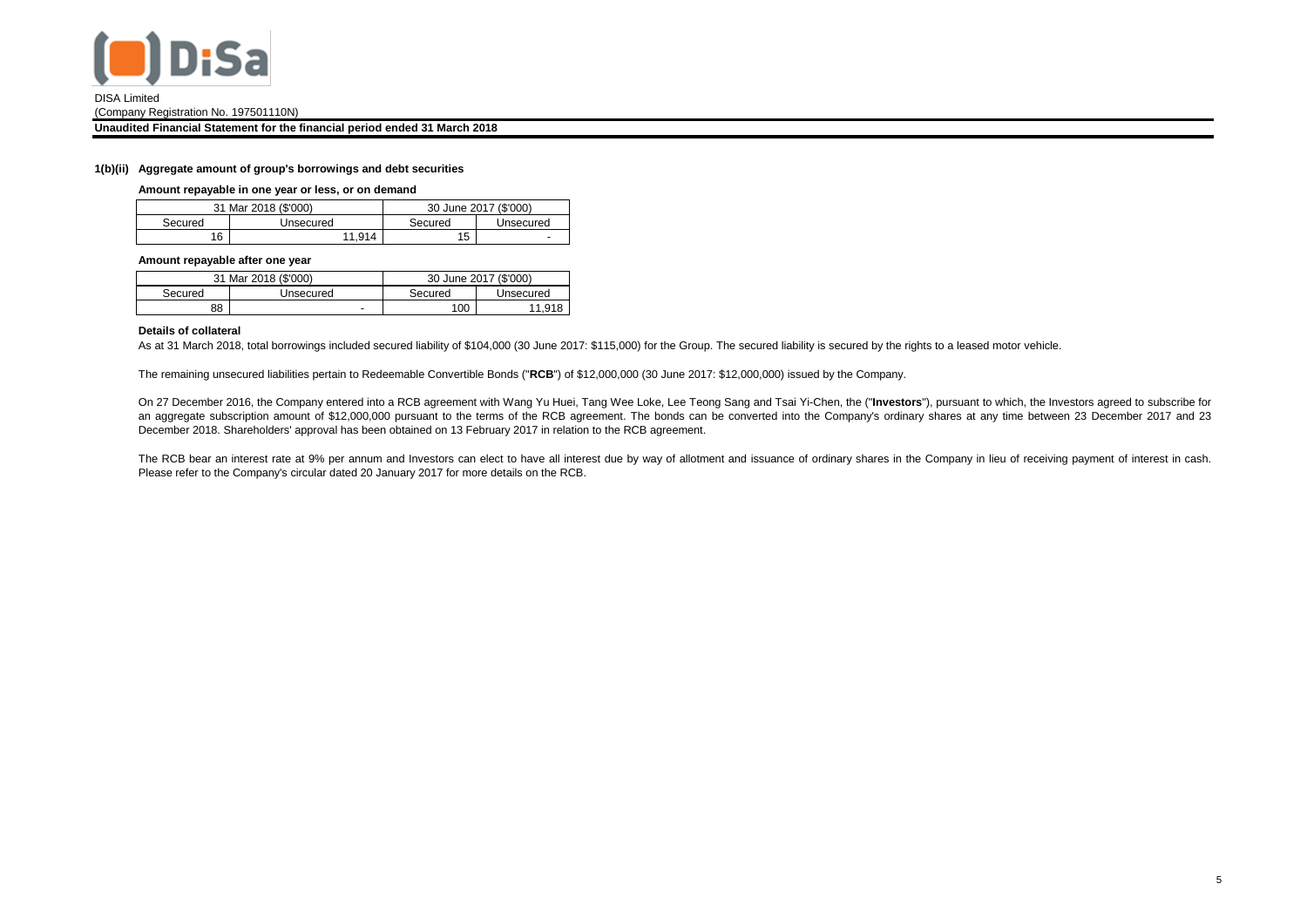DISA Limited
(Company Registration No. 197501110N)

**Unaudited Financial Statement for the financial period ended 31 March 2018**

### 1(b)(ii) Aggregate amount of group's borrowings and debt securities

**Amount repayable in one year or less, or on demand**

| 31 Mar 2018 ($'000) | | 30 June 2017 ($'000) | |
|---|---|---|---|
| Secured | Unsecured | Secured | Unsecured |
| 16 | 11,914 | 15 | - |

**Amount repayable after one year**

| 31 Mar 2018 ($'000) | | 30 June 2017 ($'000) | |
|---|---|---|---|
| Secured | Unsecured | Secured | Unsecured |
| 88 | - | 100 | 11,918 |

**Details of collateral**

As at 31 March 2018, total borrowings included secured liability of $104,000 (30 June 2017: $115,000) for the Group. The secured liability is secured by the rights to a leased motor vehicle.

The remaining unsecured liabilities pertain to Redeemable Convertible Bonds ("**RCB**") of $12,000,000 (30 June 2017: $12,000,000) issued by the Company.

On 27 December 2016, the Company entered into a RCB agreement with Wang Yu Huei, Tang Wee Loke, Lee Teong Sang and Tsai Yi-Chen, the ("**Investors**"), pursuant to which, the Investors agreed to subscribe for an aggregate subscription amount of $12,000,000 pursuant to the terms of the RCB agreement. The bonds can be converted into the Company's ordinary shares at any time between 23 December 2017 and 23 December 2018. Shareholders' approval has been obtained on 13 February 2017 in relation to the RCB agreement.

The RCB bear an interest rate at 9% per annum and Investors can elect to have all interest due by way of allotment and issuance of ordinary shares in the Company in lieu of receiving payment of interest in cash. Please refer to the Company's circular dated 20 January 2017 for more details on the RCB.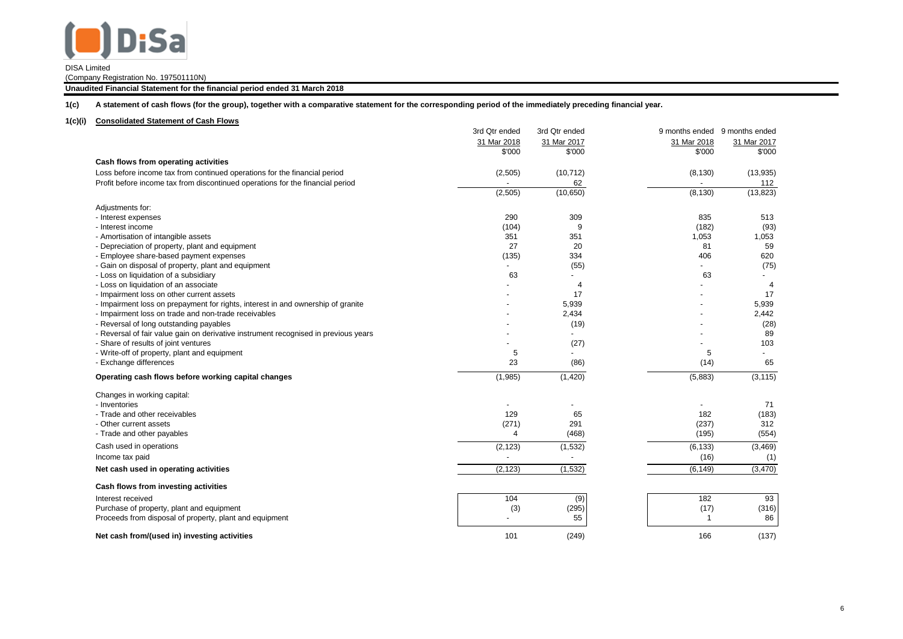DISA Limited
(Company Registration No. 197501110N)

**Unaudited Financial Statement for the financial period ended 31 March 2018**

**1(c) A statement of cash flows (for the group), together with a comparative statement for the corresponding period of the immediately preceding financial year.**

**1(c)(i) Consolidated Statement of Cash Flows**

| | 3rd Qtr ended 31 Mar 2018 $'000 | 3rd Qtr ended 31 Mar 2017 $'000 | 9 months ended 31 Mar 2018 $'000 | 9 months ended 31 Mar 2017 $'000 |
|---|---|---|---|---|
| **Cash flows from operating activities** | | | | |
| Loss before income tax from continued operations for the financial period | (2,505) | (10,712) | (8,130) | (13,935) |
| Profit before income tax from discontinued operations for the financial period | - | 62 | - | 112 |
| | (2,505) | (10,650) | (8,130) | (13,823) |
| Adjustments for: | | | | |
| - Interest expenses | 290 | 309 | 835 | 513 |
| - Interest income | (104) | 9 | (182) | (93) |
| - Amortisation of intangible assets | 351 | 351 | 1,053 | 1,053 |
| - Depreciation of property, plant and equipment | 27 | 20 | 81 | 59 |
| - Employee share-based payment expenses | (135) | 334 | 406 | 620 |
| - Gain on disposal of property, plant and equipment | - | (55) | - | (75) |
| - Loss on liquidation of a subsidiary | 63 | - | 63 | - |
| - Loss on liquidation of an associate | - | 4 | - | 4 |
| - Impairment loss on other current assets | - | 17 | - | 17 |
| - Impairment loss on prepayment for rights, interest in and ownership of granite | - | 5,939 | - | 5,939 |
| - Impairment loss on trade and non-trade receivables | - | 2,434 | - | 2,442 |
| - Reversal of long outstanding payables | - | (19) | - | (28) |
| - Reversal of fair value gain on derivative instrument recognised in previous years | - | - | - | 89 |
| - Share of results of joint ventures | - | (27) | - | 103 |
| - Write-off of property, plant and equipment | 5 | - | 5 | - |
| - Exchange differences | 23 | (86) | (14) | 65 |
| **Operating cash flows before working capital changes** | (1,985) | (1,420) | (5,883) | (3,115) |
| Changes in working capital: | | | | |
| - Inventories | - | - | - | 71 |
| - Trade and other receivables | 129 | 65 | 182 | (183) |
| - Other current assets | (271) | 291 | (237) | 312 |
| - Trade and other payables | 4 | (468) | (195) | (554) |
| Cash used in operations | (2,123) | (1,532) | (6,133) | (3,469) |
| Income tax paid | - | - | (16) | (1) |
| **Net cash used in operating activities** | (2,123) | (1,532) | (6,149) | (3,470) |
| **Cash flows from investing activities** | | | | |
| Interest received | 104 | (9) | 182 | 93 |
| Purchase of property, plant and equipment | (3) | (295) | (17) | (316) |
| Proceeds from disposal of property, plant and equipment | - | 55 | 1 | 86 |
| **Net cash from/(used in) investing activities** | 101 | (249) | 166 | (137) |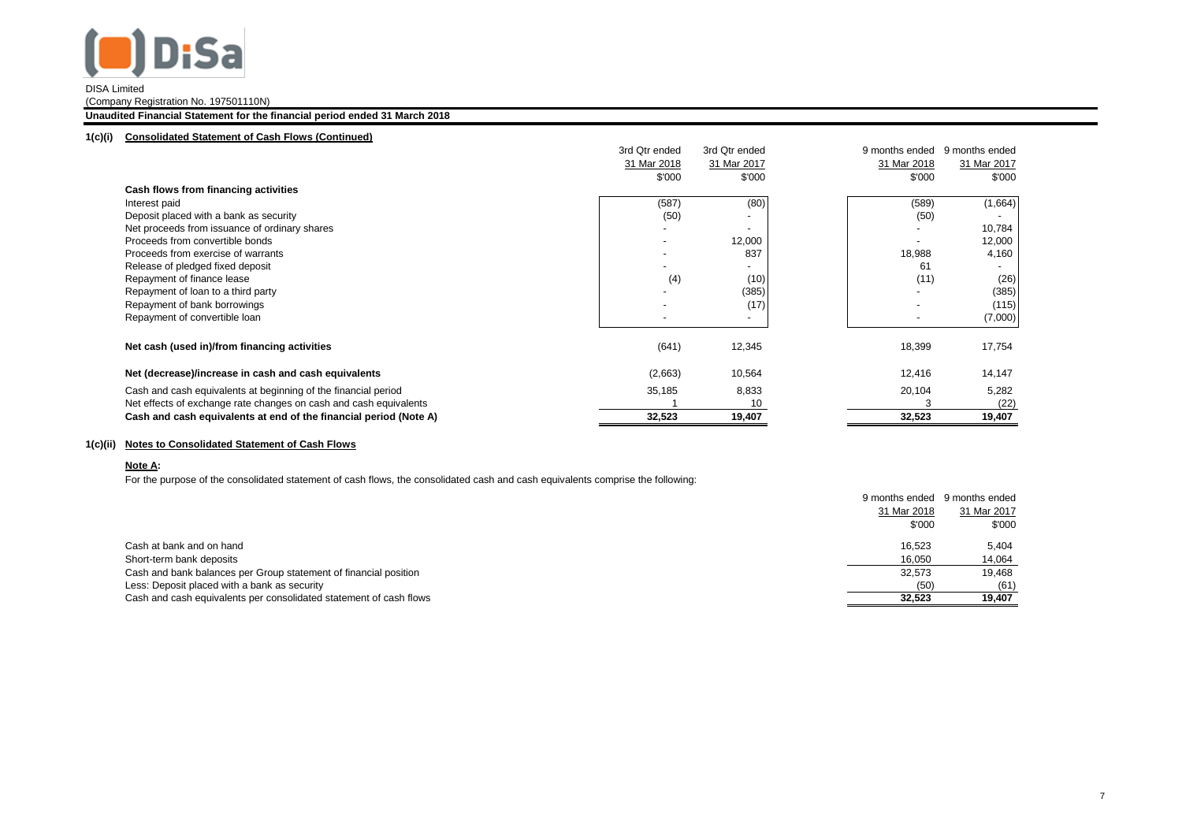DiSa

DISA Limited
(Company Registration No. 197501110N)

**Unaudited Financial Statement for the financial period ended 31 March 2018**

## 1(c)(i) Consolidated Statement of Cash Flows (Continued)

| | 3rd Qtr ended 31 Mar 2018 $'000 | 3rd Qtr ended 31 Mar 2017 $'000 | 9 months ended 31 Mar 2018 $'000 | 9 months ended 31 Mar 2017 $'000 |
|---|---|---|---|---|
| **Cash flows from financing activities** | | | | |
| Interest paid | (587) | (80) | (589) | (1,664) |
| Deposit placed with a bank as security | (50) | - | (50) | - |
| Net proceeds from issuance of ordinary shares | - | - | - | 10,784 |
| Proceeds from convertible bonds | - | 12,000 | - | 12,000 |
| Proceeds from exercise of warrants | - | 837 | 18,988 | 4,160 |
| Release of pledged fixed deposit | - | - | 61 | - |
| Repayment of finance lease | (4) | (10) | (11) | (26) |
| Repayment of loan to a third party | - | (385) | - | (385) |
| Repayment of bank borrowings | - | (17) | - | (115) |
| Repayment of convertible loan | - | - | - | (7,000) |
| **Net cash (used in)/from financing activities** | (641) | 12,345 | 18,399 | 17,754 |
| **Net (decrease)/increase in cash and cash equivalents** | (2,663) | 10,564 | 12,416 | 14,147 |
| Cash and cash equivalents at beginning of the financial period | 35,185 | 8,833 | 20,104 | 5,282 |
| Net effects of exchange rate changes on cash and cash equivalents | 1 | 10 | 3 | (22) |
| **Cash and cash equivalents at end of the financial period (Note A)** | **32,523** | **19,407** | **32,523** | **19,407** |

## 1(c)(ii) Notes to Consolidated Statement of Cash Flows

**Note A:**

For the purpose of the consolidated statement of cash flows, the consolidated cash and cash equivalents comprise the following:

| | 9 months ended 31 Mar 2018 $'000 | 9 months ended 31 Mar 2017 $'000 |
|---|---|---|
| Cash at bank and on hand | 16,523 | 5,404 |
| Short-term bank deposits | 16,050 | 14,064 |
| Cash and bank balances per Group statement of financial position | 32,573 | 19,468 |
| Less: Deposit placed with a bank as security | (50) | (61) |
| Cash and cash equivalents per consolidated statement of cash flows | **32,523** | **19,407** |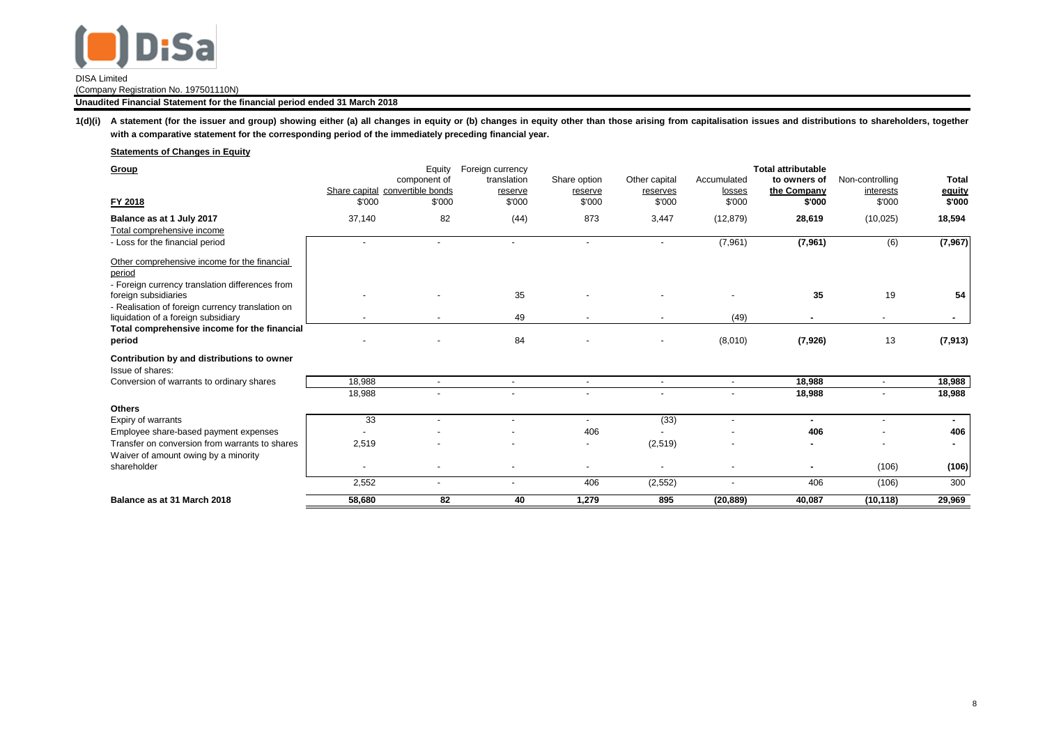DISA Limited
(Company Registration No. 197501110N)

**Unaudited Financial Statement for the financial period ended 31 March 2018**

**1(d)(i) A statement (for the issuer and group) showing either (a) all changes in equity or (b) changes in equity other than those arising from capitalisation issues and distributions to shareholders, together with a comparative statement for the corresponding period of the immediately preceding financial year.**

**Statements of Changes in Equity**

| **Group** <br> **FY 2018** | Share capital <br> $'000 | Equity component of convertible bonds <br> $'000 | Foreign currency translation reserve <br> $'000 | Share option reserve <br> $'000 | Other capital reserves <br> $'000 | Accumulated losses <br> $'000 | **Total attributable to owners of the Company** <br> **$'000** | Non-controlling interests <br> $'000 | **Total equity** <br> **$'000** |
|---|---|---|---|---|---|---|---|---|---|
| **Balance as at 1 July 2017** | 37,140 | 82 | (44) | 873 | 3,447 | (12,879) | **28,619** | (10,025) | **18,594** |
| Total comprehensive income | | | | | | | | | |
| - Loss for the financial period | - | - | - | - | - | (7,961) | **(7,961)** | (6) | **(7,967)** |
| Other comprehensive income for the financial period | | | | | | | | | |
| - Foreign currency translation differences from foreign subsidiaries | - | - | 35 | - | - | - | **35** | 19 | **54** |
| - Realisation of foreign currency translation on liquidation of a foreign subsidiary | - | - | 49 | - | - | (49) | **-** | - | **-** |
| **Total comprehensive income for the financial period** | - | - | 84 | - | - | (8,010) | **(7,926)** | 13 | **(7,913)** |
| **Contribution by and distributions to owner** | | | | | | | | | |
| Issue of shares: | | | | | | | | | |
| Conversion of warrants to ordinary shares | 18,988 | - | - | - | - | - | **18,988** | - | **18,988** |
| | 18,988 | - | - | - | - | - | **18,988** | - | **18,988** |
| **Others** | | | | | | | | | |
| Expiry of warrants | 33 | - | - | - | (33) | - | **-** | - | **-** |
| Employee share-based payment expenses | - | - | - | 406 | - | - | **406** | - | **406** |
| Transfer on conversion from warrants to shares | 2,519 | - | - | - | (2,519) | - | **-** | - | **-** |
| Waiver of amount owing by a minority shareholder | - | - | - | - | - | - | **-** | (106) | **(106)** |
| | 2,552 | - | - | 406 | (2,552) | - | 406 | (106) | 300 |
| **Balance as at 31 March 2018** | **58,680** | **82** | **40** | **1,279** | **895** | **(20,889)** | **40,087** | **(10,118)** | **29,969** |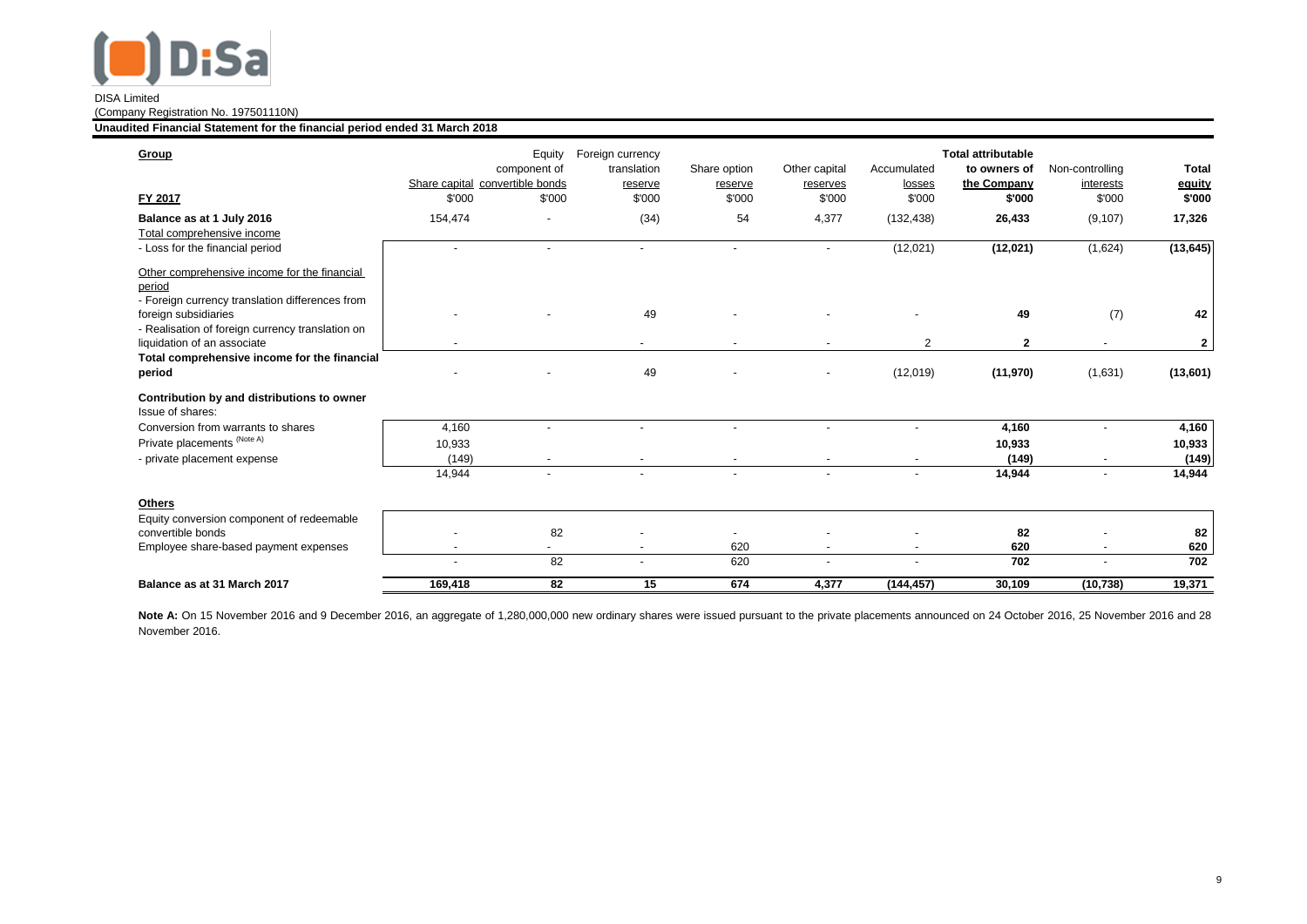DISA Limited
(Company Registration No. 197501110N)

**Unaudited Financial Statement for the financial period ended 31 March 2018**

| **Group** <br> **FY 2017** | Share capital <br> $'000 | Equity component of convertible bonds <br> $'000 | Foreign currency translation reserve <br> $'000 | Share option reserve <br> $'000 | Other capital reserves <br> $'000 | Accumulated losses <br> $'000 | **Total attributable to owners of the Company** <br> **$'000** | Non-controlling interests <br> $'000 | **Total equity** <br> **$'000** |
|---|---|---|---|---|---|---|---|---|---|
| **Balance as at 1 July 2016** | 154,474 | - | (34) | 54 | 4,377 | (132,438) | **26,433** | (9,107) | **17,326** |
| Total comprehensive income | | | | | | | | | |
| - Loss for the financial period | - | - | - | - | - | (12,021) | **(12,021)** | (1,624) | **(13,645)** |
| Other comprehensive income for the financial period | | | | | | | | | |
| - Foreign currency translation differences from foreign subsidiaries | - | - | 49 | - | - | - | **49** | (7) | **42** |
| - Realisation of foreign currency translation on liquidation of an associate | - | | - | - | - | 2 | **2** | - | **2** |
| **Total comprehensive income for the financial period** | - | - | 49 | - | - | (12,019) | **(11,970)** | (1,631) | **(13,601)** |
| **Contribution by and distributions to owner** | | | | | | | | | |
| Issue of shares: | | | | | | | | | |
| Conversion from warrants to shares | 4,160 | - | - | - | - | - | **4,160** | - | **4,160** |
| Private placements [(Note A)] | 10,933 | | | | | | **10,933** | | **10,933** |
| - private placement expense | (149) | - | - | - | - | - | **(149)** | - | **(149)** |
| | 14,944 | - | - | - | - | - | **14,944** | - | **14,944** |
| **Others** | | | | | | | | | |
| Equity conversion component of redeemable convertible bonds | - | 82 | - | - | - | - | **82** | - | **82** |
| Employee share-based payment expenses | - | - | - | 620 | - | - | **620** | - | **620** |
| | - | 82 | - | 620 | - | - | **702** | - | **702** |
| **Balance as at 31 March 2017** | **169,418** | **82** | **15** | **674** | **4,377** | **(144,457)** | **30,109** | **(10,738)** | **19,371** |

**Note A:** On 15 November 2016 and 9 December 2016, an aggregate of 1,280,000,000 new ordinary shares were issued pursuant to the private placements announced on 24 October 2016, 25 November 2016 and 28 November 2016.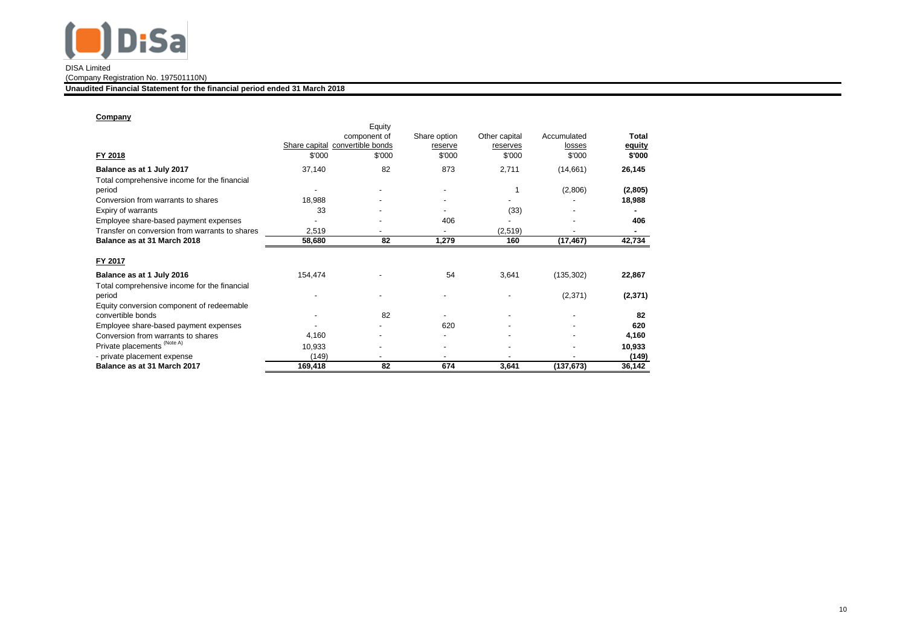DISA Limited
(Company Registration No. 197501110N)

**Unaudited Financial Statement for the financial period ended 31 March 2018**

**Company**

| FY 2018 | Share capital | Equity component of convertible bonds | Share option reserve | Other capital reserves | Accumulated losses | Total equity |
|---|---|---|---|---|---|---|
| | $'000 | $'000 | $'000 | $'000 | $'000 | **$'000** |
| **Balance as at 1 July 2017** | 37,140 | 82 | 873 | 2,711 | (14,661) | **26,145** |
| Total comprehensive income for the financial period | - | - | - | 1 | (2,806) | **(2,805)** |
| Conversion from warrants to shares | 18,988 | - | - | - | - | **18,988** |
| Expiry of warrants | 33 | - | - | (33) | - | **-** |
| Employee share-based payment expenses | - | - | 406 | - | - | **406** |
| Transfer on conversion from warrants to shares | 2,519 | - | - | (2,519) | - | **-** |
| **Balance as at 31 March 2018** | **58,680** | **82** | **1,279** | **160** | **(17,467)** | **42,734** |
| **FY 2017** | | | | | | |
| **Balance as at 1 July 2016** | 154,474 | - | 54 | 3,641 | (135,302) | **22,867** |
| Total comprehensive income for the financial period | - | - | - | - | (2,371) | **(2,371)** |
| Equity conversion component of redeemable convertible bonds | - | 82 | - | - | - | **82** |
| Employee share-based payment expenses | - | - | 620 | - | - | **620** |
| Conversion from warrants to shares | 4,160 | - | - | - | - | **4,160** |
| Private placements (Note A) | 10,933 | - | - | - | - | **10,933** |
| - private placement expense | (149) | - | - | - | - | **(149)** |
| **Balance as at 31 March 2017** | **169,418** | **82** | **674** | **3,641** | **(137,673)** | **36,142** |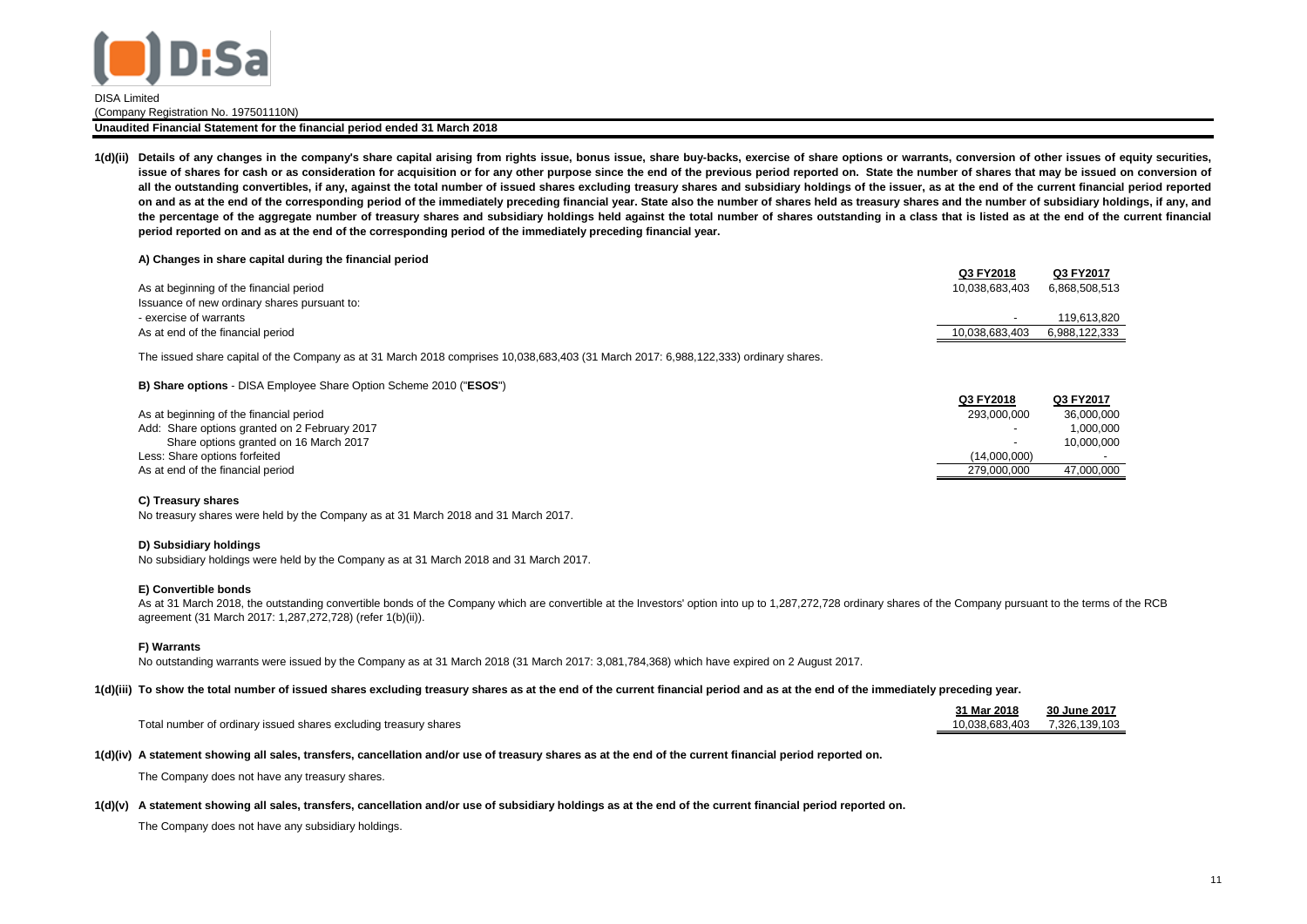DISA Limited
(Company Registration No. 197501110N)
**Unaudited Financial Statement for the financial period ended 31 March 2018**

**1(d)(ii) Details of any changes in the company's share capital arising from rights issue, bonus issue, share buy-backs, exercise of share options or warrants, conversion of other issues of equity securities, issue of shares for cash or as consideration for acquisition or for any other purpose since the end of the previous period reported on. State the number of shares that may be issued on conversion of all the outstanding convertibles, if any, against the total number of issued shares excluding treasury shares and subsidiary holdings of the issuer, as at the end of the current financial period reported on and as at the end of the corresponding period of the immediately preceding financial year. State also the number of shares held as treasury shares and the number of subsidiary holdings, if any, and the percentage of the aggregate number of treasury shares and subsidiary holdings held against the total number of shares outstanding in a class that is listed as at the end of the current financial period reported on and as at the end of the corresponding period of the immediately preceding financial year.**

**A) Changes in share capital during the financial period**

| | Q3 FY2018 | Q3 FY2017 |
|---|---|---|
| As at beginning of the financial period | 10,038,683,403 | 6,868,508,513 |
| Issuance of new ordinary shares pursuant to: | | |
| - exercise of warrants | - | 119,613,820 |
| As at end of the financial period | 10,038,683,403 | 6,988,122,333 |

The issued share capital of the Company as at 31 March 2018 comprises 10,038,683,403 (31 March 2017: 6,988,122,333) ordinary shares.

**B) Share options** - DISA Employee Share Option Scheme 2010 ("**ESOS**")

| | Q3 FY2018 | Q3 FY2017 |
|---|---|---|
| As at beginning of the financial period | 293,000,000 | 36,000,000 |
| Add: Share options granted on 2 February 2017 | - | 1,000,000 |
| Share options granted on 16 March 2017 | - | 10,000,000 |
| Less: Share options forfeited | (14,000,000) | - |
| As at end of the financial period | 279,000,000 | 47,000,000 |

**C) Treasury shares**

No treasury shares were held by the Company as at 31 March 2018 and 31 March 2017.

**D) Subsidiary holdings**

No subsidiary holdings were held by the Company as at 31 March 2018 and 31 March 2017.

**E) Convertible bonds**

As at 31 March 2018, the outstanding convertible bonds of the Company which are convertible at the Investors' option into up to 1,287,272,728 ordinary shares of the Company pursuant to the terms of the RCB agreement (31 March 2017: 1,287,272,728) (refer 1(b)(ii)).

**F) Warrants**

No outstanding warrants were issued by the Company as at 31 March 2018 (31 March 2017: 3,081,784,368) which have expired on 2 August 2017.

**1(d)(iii) To show the total number of issued shares excluding treasury shares as at the end of the current financial period and as at the end of the immediately preceding year.**

| | 31 Mar 2018 | 30 June 2017 |
|---|---|---|
| Total number of ordinary issued shares excluding treasury shares | 10,038,683,403 | 7,326,139,103 |

**1(d)(iv) A statement showing all sales, transfers, cancellation and/or use of treasury shares as at the end of the current financial period reported on.**

The Company does not have any treasury shares.

**1(d)(v) A statement showing all sales, transfers, cancellation and/or use of subsidiary holdings as at the end of the current financial period reported on.**

The Company does not have any subsidiary holdings.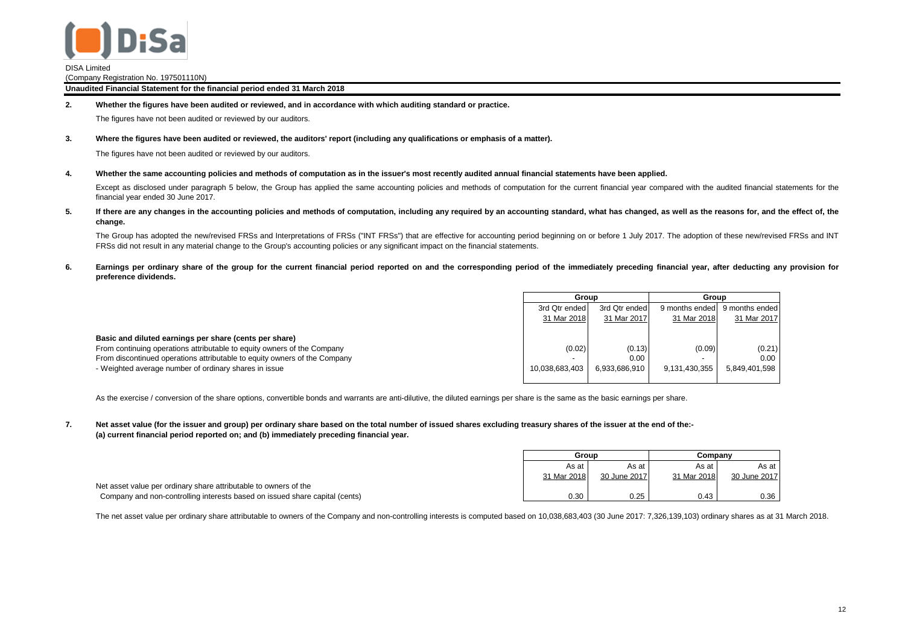DISA Limited
(Company Registration No. 197501110N)

**Unaudited Financial Statement for the financial period ended 31 March 2018**

**2. Whether the figures have been audited or reviewed, and in accordance with which auditing standard or practice.**

The figures have not been audited or reviewed by our auditors.

**3. Where the figures have been audited or reviewed, the auditors' report (including any qualifications or emphasis of a matter).**

The figures have not been audited or reviewed by our auditors.

**4. Whether the same accounting policies and methods of computation as in the issuer's most recently audited annual financial statements have been applied.**

Except as disclosed under paragraph 5 below, the Group has applied the same accounting policies and methods of computation for the current financial year compared with the audited financial statements for the financial year ended 30 June 2017.

**5. If there are any changes in the accounting policies and methods of computation, including any required by an accounting standard, what has changed, as well as the reasons for, and the effect of, the change.**

The Group has adopted the new/revised FRSs and Interpretations of FRSs ("INT FRSs") that are effective for accounting period beginning on or before 1 July 2017. The adoption of these new/revised FRSs and INT FRSs did not result in any material change to the Group's accounting policies or any significant impact on the financial statements.

**6. Earnings per ordinary share of the group for the current financial period reported on and the corresponding period of the immediately preceding financial year, after deducting any provision for preference dividends.**

| | Group | | Group | |
|---|---|---|---|---|
| | 3rd Qtr ended 31 Mar 2018 | 3rd Qtr ended 31 Mar 2017 | 9 months ended 31 Mar 2018 | 9 months ended 31 Mar 2017 |
| **Basic and diluted earnings per share (cents per share)** | | | | |
| From continuing operations attributable to equity owners of the Company | (0.02) | (0.13) | (0.09) | (0.21) |
| From discontinued operations attributable to equity owners of the Company | - | 0.00 | - | 0.00 |
| - Weighted average number of ordinary shares in issue | 10,038,683,403 | 6,933,686,910 | 9,131,430,355 | 5,849,401,598 |

As the exercise / conversion of the share options, convertible bonds and warrants are anti-dilutive, the diluted earnings per share is the same as the basic earnings per share.

**7. Net asset value (for the issuer and group) per ordinary share based on the total number of issued shares excluding treasury shares of the issuer at the end of the:-**
**(a) current financial period reported on; and (b) immediately preceding financial year.**

| | Group | | Company | |
|---|---|---|---|---|
| | As at 31 Mar 2018 | As at 30 June 2017 | As at 31 Mar 2018 | As at 30 June 2017 |
| Net asset value per ordinary share attributable to owners of the Company and non-controlling interests based on issued share capital (cents) | 0.30 | 0.25 | 0.43 | 0.36 |

The net asset value per ordinary share attributable to owners of the Company and non-controlling interests is computed based on 10,038,683,403 (30 June 2017: 7,326,139,103) ordinary shares as at 31 March 2018.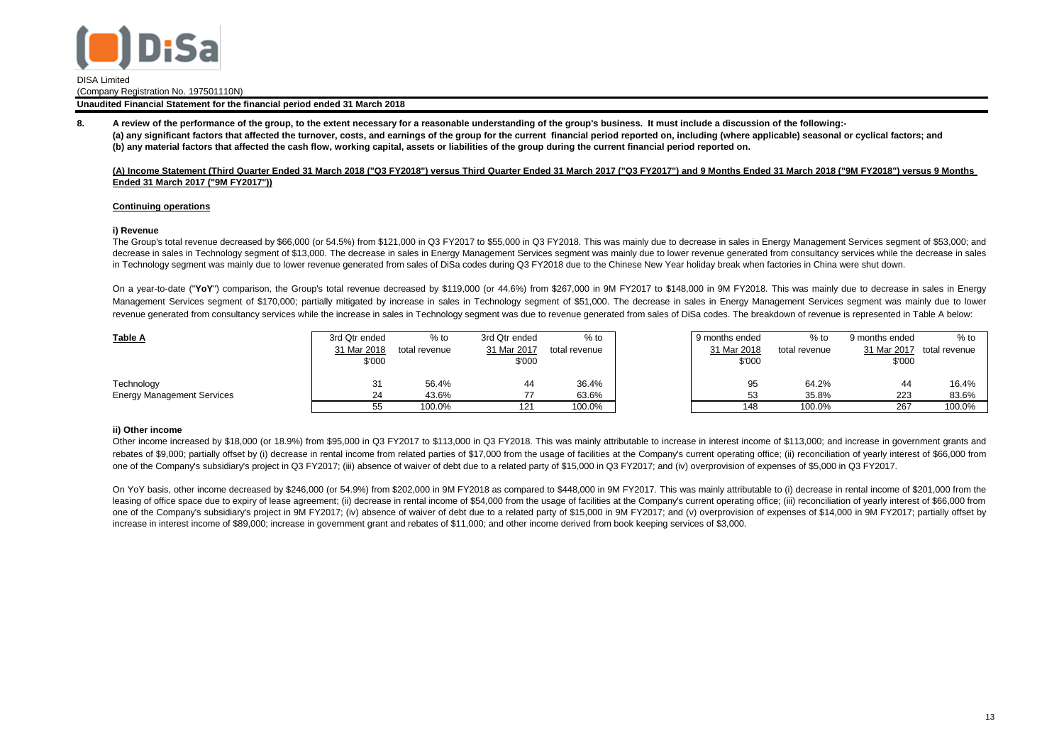DISA Limited
(Company Registration No. 197501110N)

**Unaudited Financial Statement for the financial period ended 31 March 2018**

**8. A review of the performance of the group, to the extent necessary for a reasonable understanding of the group's business. It must include a discussion of the following:-**
**(a) any significant factors that affected the turnover, costs, and earnings of the group for the current financial period reported on, including (where applicable) seasonal or cyclical factors; and**
**(b) any material factors that affected the cash flow, working capital, assets or liabilities of the group during the current financial period reported on.**

**(A) Income Statement (Third Quarter Ended 31 March 2018 ("Q3 FY2018") versus Third Quarter Ended 31 March 2017 ("Q3 FY2017") and 9 Months Ended 31 March 2018 ("9M FY2018") versus 9 Months Ended 31 March 2017 ("9M FY2017"))**

**Continuing operations**

**i) Revenue**

The Group's total revenue decreased by $66,000 (or 54.5%) from $121,000 in Q3 FY2017 to $55,000 in Q3 FY2018. This was mainly due to decrease in sales in Energy Management Services segment of $53,000; and decrease in sales in Technology segment of $13,000. The decrease in sales in Energy Management Services segment was mainly due to lower revenue generated from consultancy services while the decrease in sales in Technology segment was mainly due to lower revenue generated from sales of DiSa codes during Q3 FY2018 due to the Chinese New Year holiday break when factories in China were shut down.

On a year-to-date ("**YoY**") comparison, the Group's total revenue decreased by $119,000 (or 44.6%) from $267,000 in 9M FY2017 to $148,000 in 9M FY2018. This was mainly due to decrease in sales in Energy Management Services segment of $170,000; partially mitigated by increase in sales in Technology segment of $51,000. The decrease in sales in Energy Management Services segment was mainly due to lower revenue generated from consultancy services while the increase in sales in Technology segment was due to revenue generated from sales of DiSa codes. The breakdown of revenue is represented in Table A below:

| **Table A** | 3rd Qtr ended 31 Mar 2018 $'000 | % to total revenue | 3rd Qtr ended 31 Mar 2017 $'000 | % to total revenue | 9 months ended 31 Mar 2018 $'000 | % to total revenue | 9 months ended 31 Mar 2017 $'000 | % to total revenue |
|---|---|---|---|---|---|---|---|---|
| Technology | 31 | 56.4% | 44 | 36.4% | 95 | 64.2% | 44 | 16.4% |
| Energy Management Services | 24 | 43.6% | 77 | 63.6% | 53 | 35.8% | 223 | 83.6% |
| | 55 | 100.0% | 121 | 100.0% | 148 | 100.0% | 267 | 100.0% |

**ii) Other income**

Other income increased by $18,000 (or 18.9%) from $95,000 in Q3 FY2017 to $113,000 in Q3 FY2018. This was mainly attributable to increase in interest income of $113,000; and increase in government grants and rebates of $9,000; partially offset by (i) decrease in rental income from related parties of $17,000 from the usage of facilities at the Company's current operating office; (ii) reconciliation of yearly interest of $66,000 from one of the Company's subsidiary's project in Q3 FY2017; (iii) absence of waiver of debt due to a related party of $15,000 in Q3 FY2017; and (iv) overprovision of expenses of $5,000 in Q3 FY2017.

On YoY basis, other income decreased by $246,000 (or 54.9%) from $202,000 in 9M FY2018 as compared to $448,000 in 9M FY2017. This was mainly attributable to (i) decrease in rental income of $201,000 from the leasing of office space due to expiry of lease agreement; (ii) decrease in rental income of $54,000 from the usage of facilities at the Company's current operating office; (iii) reconciliation of yearly interest of $66,000 from one of the Company's subsidiary's project in 9M FY2017; (iv) absence of waiver of debt due to a related party of $15,000 in 9M FY2017; and (v) overprovision of expenses of $14,000 in 9M FY2017; partially offset by increase in interest income of $89,000; increase in government grant and rebates of $11,000; and other income derived from book keeping services of $3,000.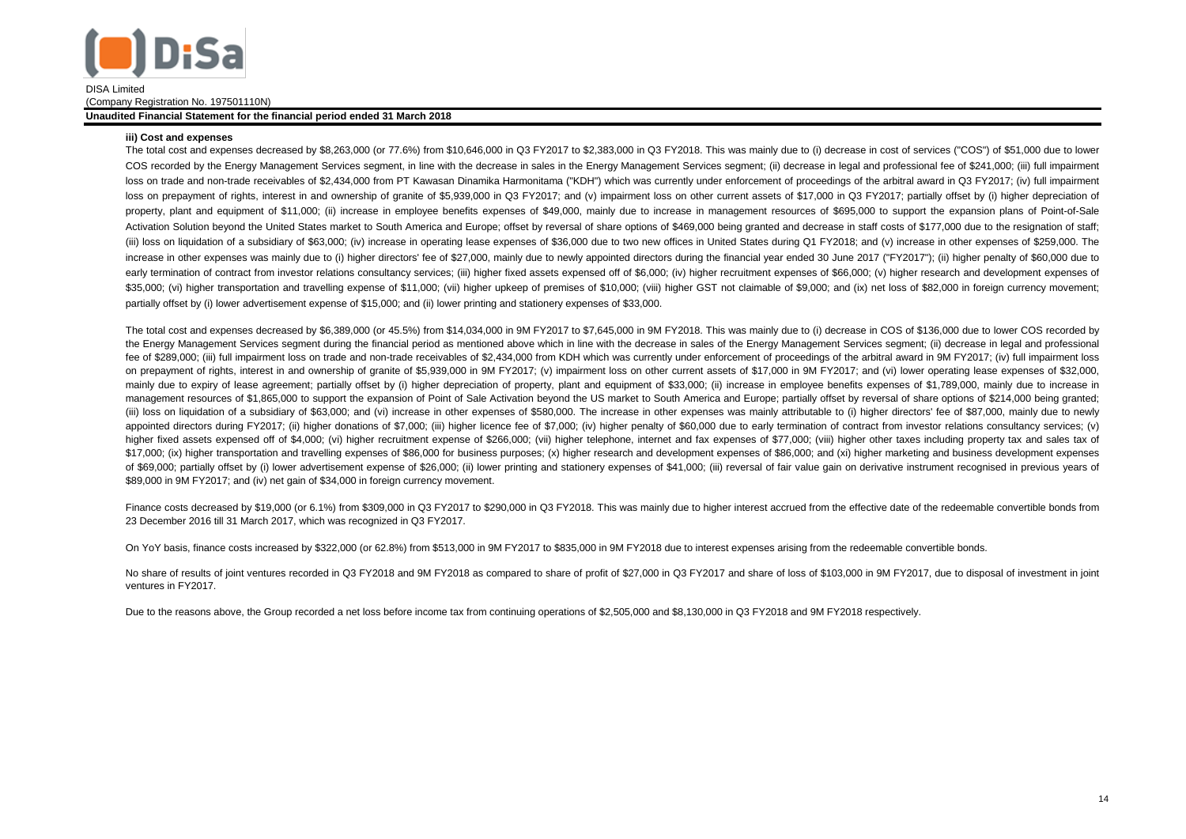#### iii) Cost and expenses

The total cost and expenses decreased by $8,263,000 (or 77.6%) from $10,646,000 in Q3 FY2017 to $2,383,000 in Q3 FY2018. This was mainly due to (i) decrease in cost of services ("COS") of $51,000 due to lower COS recorded by the Energy Management Services segment, in line with the decrease in sales in the Energy Management Services segment; (ii) decrease in legal and professional fee of $241,000; (iii) full impairment loss on trade and non-trade receivables of $2,434,000 from PT Kawasan Dinamika Harmonitama ("KDH") which was currently under enforcement of proceedings of the arbitral award in Q3 FY2017; (iv) full impairment loss on prepayment of rights, interest in and ownership of granite of $5,939,000 in Q3 FY2017; and (v) impairment loss on other current assets of $17,000 in Q3 FY2017; partially offset by (i) higher depreciation of property, plant and equipment of $11,000; (ii) increase in employee benefits expenses of $49,000, mainly due to increase in management resources of $695,000 to support the expansion plans of Point-of-Sale Activation Solution beyond the United States market to South America and Europe; offset by reversal of share options of $469,000 being granted and decrease in staff costs of $177,000 due to the resignation of staff; (iii) loss on liquidation of a subsidiary of $63,000; (iv) increase in operating lease expenses of $36,000 due to two new offices in United States during Q1 FY2018; and (v) increase in other expenses of $259,000. The increase in other expenses was mainly due to (i) higher directors' fee of $27,000, mainly due to newly appointed directors during the financial year ended 30 June 2017 ("FY2017"); (ii) higher penalty of $60,000 due to early termination of contract from investor relations consultancy services; (iii) higher fixed assets expensed off of $6,000; (iv) higher recruitment expenses of $66,000; (v) higher research and development expenses of $35,000; (vi) higher transportation and travelling expense of $11,000; (vii) higher upkeep of premises of $10,000; (viii) higher GST not claimable of $9,000; and (ix) net loss of $82,000 in foreign currency movement; partially offset by (i) lower advertisement expense of $15,000; and (ii) lower printing and stationery expenses of $33,000.

The total cost and expenses decreased by $6,389,000 (or 45.5%) from $14,034,000 in 9M FY2017 to $7,645,000 in 9M FY2018. This was mainly due to (i) decrease in COS of $136,000 due to lower COS recorded by the Energy Management Services segment during the financial period as mentioned above which in line with the decrease in sales of the Energy Management Services segment; (ii) decrease in legal and professional fee of $289,000; (iii) full impairment loss on trade and non-trade receivables of $2,434,000 from KDH which was currently under enforcement of proceedings of the arbitral award in 9M FY2017; (iv) full impairment loss on prepayment of rights, interest in and ownership of granite of $5,939,000 in 9M FY2017; (v) impairment loss on other current assets of $17,000 in 9M FY2017; and (vi) lower operating lease expenses of $32,000, mainly due to expiry of lease agreement; partially offset by (i) higher depreciation of property, plant and equipment of $33,000; (ii) increase in employee benefits expenses of $1,789,000, mainly due to increase in management resources of $1,865,000 to support the expansion of Point of Sale Activation beyond the US market to South America and Europe; partially offset by reversal of share options of $214,000 being granted; (iii) loss on liquidation of a subsidiary of $63,000; and (vi) increase in other expenses of $580,000. The increase in other expenses was mainly attributable to (i) higher directors' fee of $87,000, mainly due to newly appointed directors during FY2017; (ii) higher donations of $7,000; (iii) higher licence fee of $7,000; (iv) higher penalty of $60,000 due to early termination of contract from investor relations consultancy services; (v) higher fixed assets expensed off of $4,000; (vi) higher recruitment expense of $266,000; (vii) higher telephone, internet and fax expenses of $77,000; (viii) higher other taxes including property tax and sales tax of $17,000; (ix) higher transportation and travelling expenses of $86,000 for business purposes; (x) higher research and development expenses of $86,000; and (xi) higher marketing and business development expenses of $69,000; partially offset by (i) lower advertisement expense of $26,000; (ii) lower printing and stationery expenses of $41,000; (iii) reversal of fair value gain on derivative instrument recognised in previous years of $89,000 in 9M FY2017; and (iv) net gain of $34,000 in foreign currency movement.

Finance costs decreased by $19,000 (or 6.1%) from $309,000 in Q3 FY2017 to $290,000 in Q3 FY2018. This was mainly due to higher interest accrued from the effective date of the redeemable convertible bonds from 23 December 2016 till 31 March 2017, which was recognized in Q3 FY2017.

On YoY basis, finance costs increased by $322,000 (or 62.8%) from $513,000 in 9M FY2017 to $835,000 in 9M FY2018 due to interest expenses arising from the redeemable convertible bonds.

No share of results of joint ventures recorded in Q3 FY2018 and 9M FY2018 as compared to share of profit of $27,000 in Q3 FY2017 and share of loss of $103,000 in 9M FY2017, due to disposal of investment in joint ventures in FY2017.

Due to the reasons above, the Group recorded a net loss before income tax from continuing operations of $2,505,000 and $8,130,000 in Q3 FY2018 and 9M FY2018 respectively.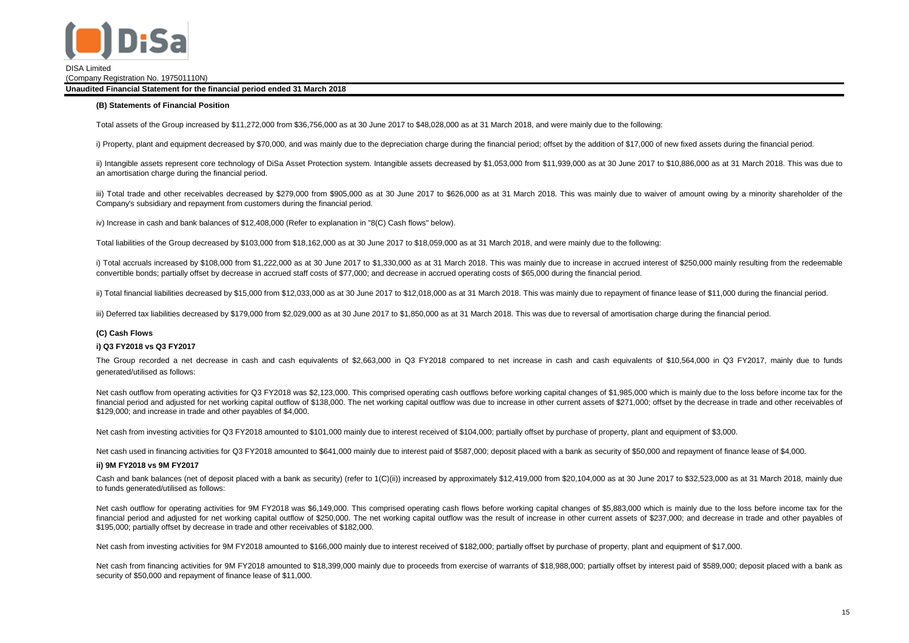#### (B) Statements of Financial Position

Total assets of the Group increased by $11,272,000 from $36,756,000 as at 30 June 2017 to $48,028,000 as at 31 March 2018, and were mainly due to the following:

i) Property, plant and equipment decreased by $70,000, and was mainly due to the depreciation charge during the financial period; offset by the addition of $17,000 of new fixed assets during the financial period.

ii) Intangible assets represent core technology of DiSa Asset Protection system. Intangible assets decreased by $1,053,000 from $11,939,000 as at 30 June 2017 to $10,886,000 as at 31 March 2018. This was due to an amortisation charge during the financial period.

iii) Total trade and other receivables decreased by $279,000 from $905,000 as at 30 June 2017 to $626,000 as at 31 March 2018. This was mainly due to waiver of amount owing by a minority shareholder of the Company's subsidiary and repayment from customers during the financial period.

iv) Increase in cash and bank balances of $12,408,000 (Refer to explanation in "8(C) Cash flows" below).

Total liabilities of the Group decreased by $103,000 from $18,162,000 as at 30 June 2017 to $18,059,000 as at 31 March 2018, and were mainly due to the following:

i) Total accruals increased by $108,000 from $1,222,000 as at 30 June 2017 to $1,330,000 as at 31 March 2018. This was mainly due to increase in accrued interest of $250,000 mainly resulting from the redeemable convertible bonds; partially offset by decrease in accrued staff costs of $77,000; and decrease in accrued operating costs of $65,000 during the financial period.

ii) Total financial liabilities decreased by $15,000 from $12,033,000 as at 30 June 2017 to $12,018,000 as at 31 March 2018. This was mainly due to repayment of finance lease of $11,000 during the financial period.

iii) Deferred tax liabilities decreased by $179,000 from $2,029,000 as at 30 June 2017 to $1,850,000 as at 31 March 2018. This was due to reversal of amortisation charge during the financial period.

#### (C) Cash Flows

#### i) Q3 FY2018 vs Q3 FY2017

The Group recorded a net decrease in cash and cash equivalents of $2,663,000 in Q3 FY2018 compared to net increase in cash and cash equivalents of $10,564,000 in Q3 FY2017, mainly due to funds generated/utilised as follows:

Net cash outflow from operating activities for Q3 FY2018 was $2,123,000. This comprised operating cash outflows before working capital changes of $1,985,000 which is mainly due to the loss before income tax for the financial period and adjusted for net working capital outflow of $138,000. The net working capital outflow was due to increase in other current assets of $271,000; offset by the decrease in trade and other receivables of $129,000; and increase in trade and other payables of $4,000.

Net cash from investing activities for Q3 FY2018 amounted to $101,000 mainly due to interest received of $104,000; partially offset by purchase of property, plant and equipment of $3,000.

Net cash used in financing activities for Q3 FY2018 amounted to $641,000 mainly due to interest paid of $587,000; deposit placed with a bank as security of $50,000 and repayment of finance lease of $4,000.

#### ii) 9M FY2018 vs 9M FY2017

Cash and bank balances (net of deposit placed with a bank as security) (refer to 1(C)(ii)) increased by approximately $12,419,000 from $20,104,000 as at 30 June 2017 to $32,523,000 as at 31 March 2018, mainly due to funds generated/utilised as follows:

Net cash outflow for operating activities for 9M FY2018 was $6,149,000. This comprised operating cash flows before working capital changes of $5,883,000 which is mainly due to the loss before income tax for the financial period and adjusted for net working capital outflow of $250,000. The net working capital outflow was the result of increase in other current assets of $237,000; and decrease in trade and other payables of $195,000; partially offset by decrease in trade and other receivables of $182,000.

Net cash from investing activities for 9M FY2018 amounted to $166,000 mainly due to interest received of $182,000; partially offset by purchase of property, plant and equipment of $17,000.

Net cash from financing activities for 9M FY2018 amounted to $18,399,000 mainly due to proceeds from exercise of warrants of $18,988,000; partially offset by interest paid of $589,000; deposit placed with a bank as security of $50,000 and repayment of finance lease of $11,000.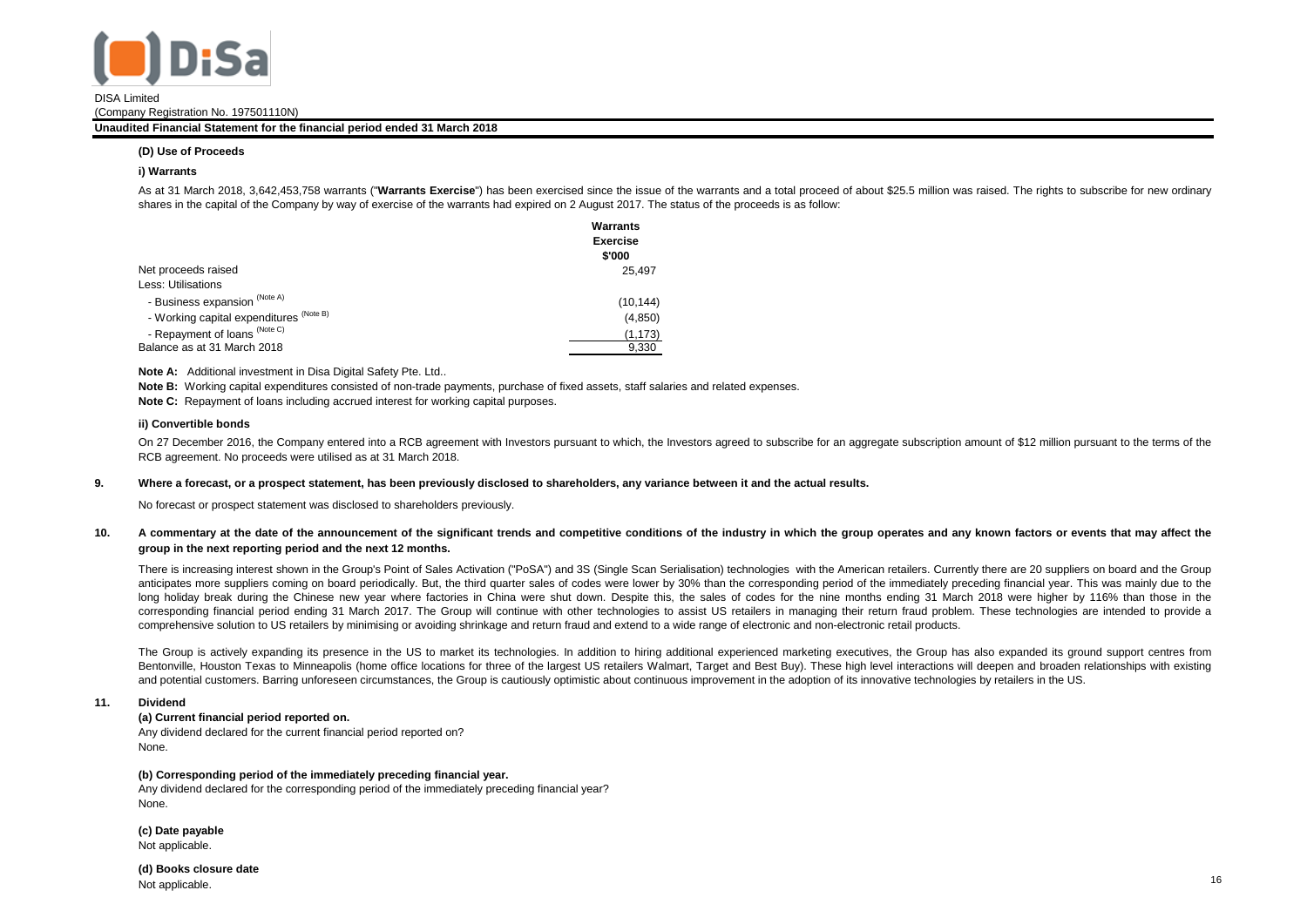DISA Limited

(Company Registration No. 197501110N)

**Unaudited Financial Statement for the financial period ended 31 March 2018**

**(D) Use of Proceeds**

**i) Warrants**

As at 31 March 2018, 3,642,453,758 warrants ("**Warrants Exercise**") has been exercised since the issue of the warrants and a total proceed of about $25.5 million was raised. The rights to subscribe for new ordinary shares in the capital of the Company by way of exercise of the warrants had expired on 2 August 2017. The status of the proceeds is as follow:

| | Warrants Exercise $'000 |
|---|---|
| Net proceeds raised | 25,497 |
| Less: Utilisations | |
| - Business expansion (Note A) | (10,144) |
| - Working capital expenditures (Note B) | (4,850) |
| - Repayment of loans (Note C) | (1,173) |
| Balance as at 31 March 2018 | 9,330 |

**Note A:** Additional investment in Disa Digital Safety Pte. Ltd..

**Note B:** Working capital expenditures consisted of non-trade payments, purchase of fixed assets, staff salaries and related expenses.

**Note C:** Repayment of loans including accrued interest for working capital purposes.

**ii) Convertible bonds**

On 27 December 2016, the Company entered into a RCB agreement with Investors pursuant to which, the Investors agreed to subscribe for an aggregate subscription amount of $12 million pursuant to the terms of the RCB agreement. No proceeds were utilised as at 31 March 2018.

**9. Where a forecast, or a prospect statement, has been previously disclosed to shareholders, any variance between it and the actual results.**

No forecast or prospect statement was disclosed to shareholders previously.

**10. A commentary at the date of the announcement of the significant trends and competitive conditions of the industry in which the group operates and any known factors or events that may affect the group in the next reporting period and the next 12 months.**

There is increasing interest shown in the Group's Point of Sales Activation ("PoSA") and 3S (Single Scan Serialisation) technologies with the American retailers. Currently there are 20 suppliers on board and the Group anticipates more suppliers coming on board periodically. But, the third quarter sales of codes were lower by 30% than the corresponding period of the immediately preceding financial year. This was mainly due to the long holiday break during the Chinese new year where factories in China were shut down. Despite this, the sales of codes for the nine months ending 31 March 2018 were higher by 116% than those in the corresponding financial period ending 31 March 2017. The Group will continue with other technologies to assist US retailers in managing their return fraud problem. These technologies are intended to provide a comprehensive solution to US retailers by minimising or avoiding shrinkage and return fraud and extend to a wide range of electronic and non-electronic retail products.

The Group is actively expanding its presence in the US to market its technologies. In addition to hiring additional experienced marketing executives, the Group has also expanded its ground support centres from Bentonville, Houston Texas to Minneapolis (home office locations for three of the largest US retailers Walmart, Target and Best Buy). These high level interactions will deepen and broaden relationships with existing and potential customers. Barring unforeseen circumstances, the Group is cautiously optimistic about continuous improvement in the adoption of its innovative technologies by retailers in the US.

**11. Dividend**

**(a) Current financial period reported on.**

Any dividend declared for the current financial period reported on?

None.

**(b) Corresponding period of the immediately preceding financial year.**

Any dividend declared for the corresponding period of the immediately preceding financial year?

None.

**(c) Date payable**

Not applicable.

**(d) Books closure date**

Not applicable.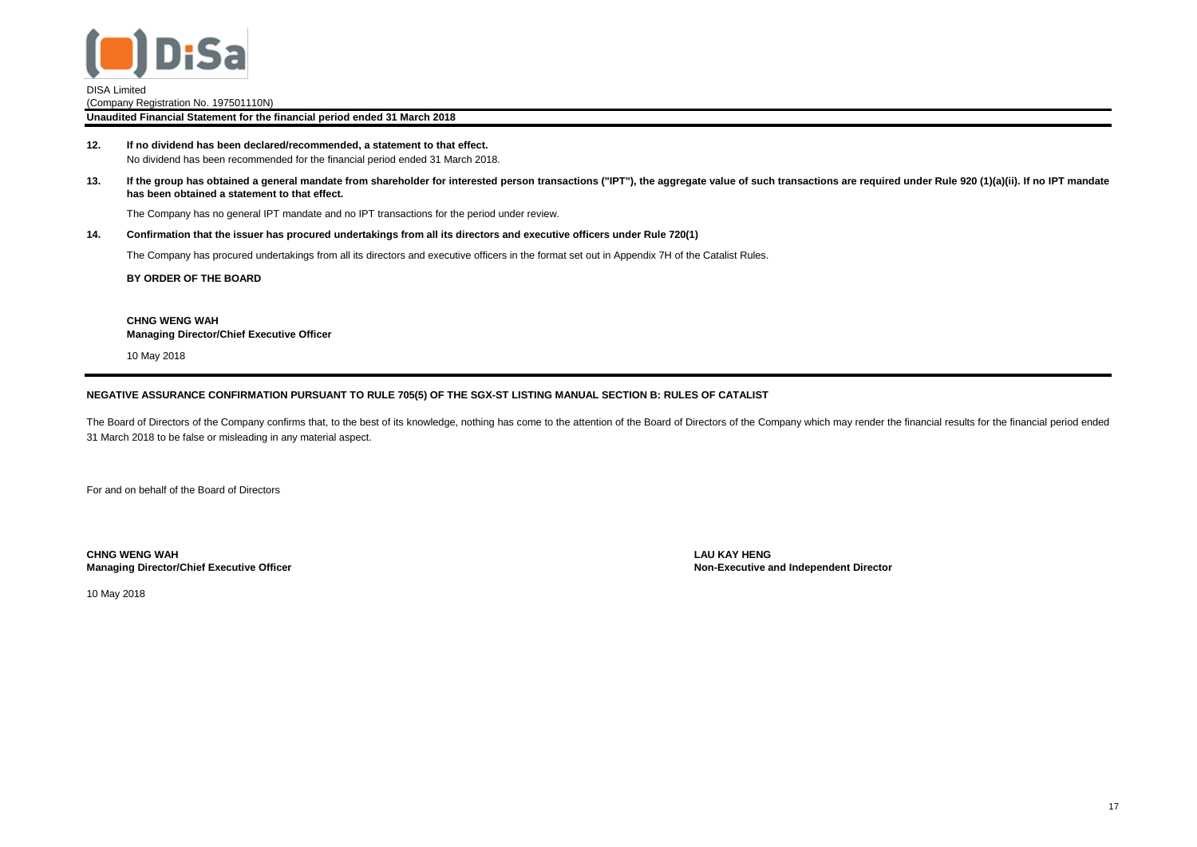DISA Limited
(Company Registration No. 197501110N)

**Unaudited Financial Statement for the financial period ended 31 March 2018**

**12. If no dividend has been declared/recommended, a statement to that effect.**

No dividend has been recommended for the financial period ended 31 March 2018.

**13. If the group has obtained a general mandate from shareholder for interested person transactions ("IPT"), the aggregate value of such transactions are required under Rule 920 (1)(a)(ii). If no IPT mandate has been obtained a statement to that effect.**

The Company has no general IPT mandate and no IPT transactions for the period under review.

**14. Confirmation that the issuer has procured undertakings from all its directors and executive officers under Rule 720(1)**

The Company has procured undertakings from all its directors and executive officers in the format set out in Appendix 7H of the Catalist Rules.

**BY ORDER OF THE BOARD**

**CHNG WENG WAH**
**Managing Director/Chief Executive Officer**

10 May 2018

**NEGATIVE ASSURANCE CONFIRMATION PURSUANT TO RULE 705(5) OF THE SGX-ST LISTING MANUAL SECTION B: RULES OF CATALIST**

The Board of Directors of the Company confirms that, to the best of its knowledge, nothing has come to the attention of the Board of Directors of the Company which may render the financial results for the financial period ended 31 March 2018 to be false or misleading in any material aspect.

For and on behalf of the Board of Directors

**CHNG WENG WAH**
**Managing Director/Chief Executive Officer**

**LAU KAY HENG**
**Non-Executive and Independent Director**

10 May 2018